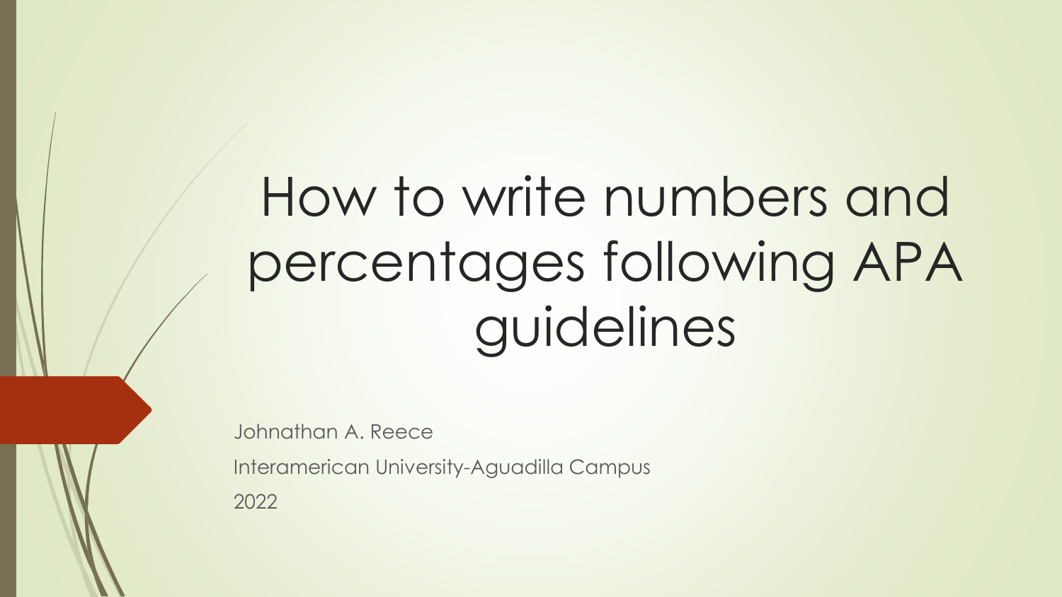# How to write numbers and percentages following APA guidelines

Johnathan A. Reece

Interamerican University-Aguadilla Campus

2022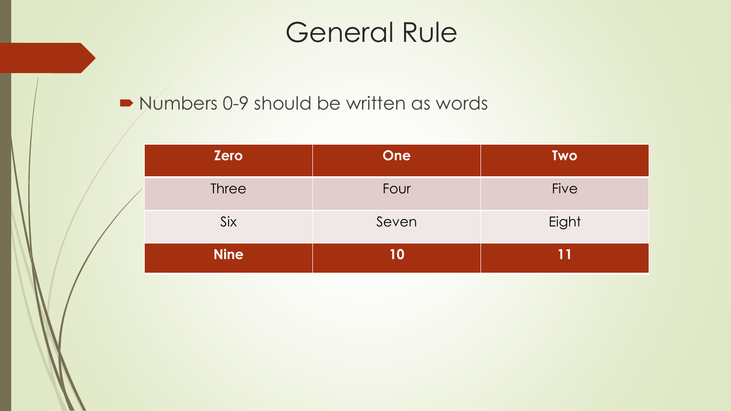# General Rule

- Numbers 0-9 should be written as words

| **Zero** | **One** | **Two** |
|---|---|---|
| Three | Four | Five |
| Six | Seven | Eight |
| **Nine** | **10** | **11** |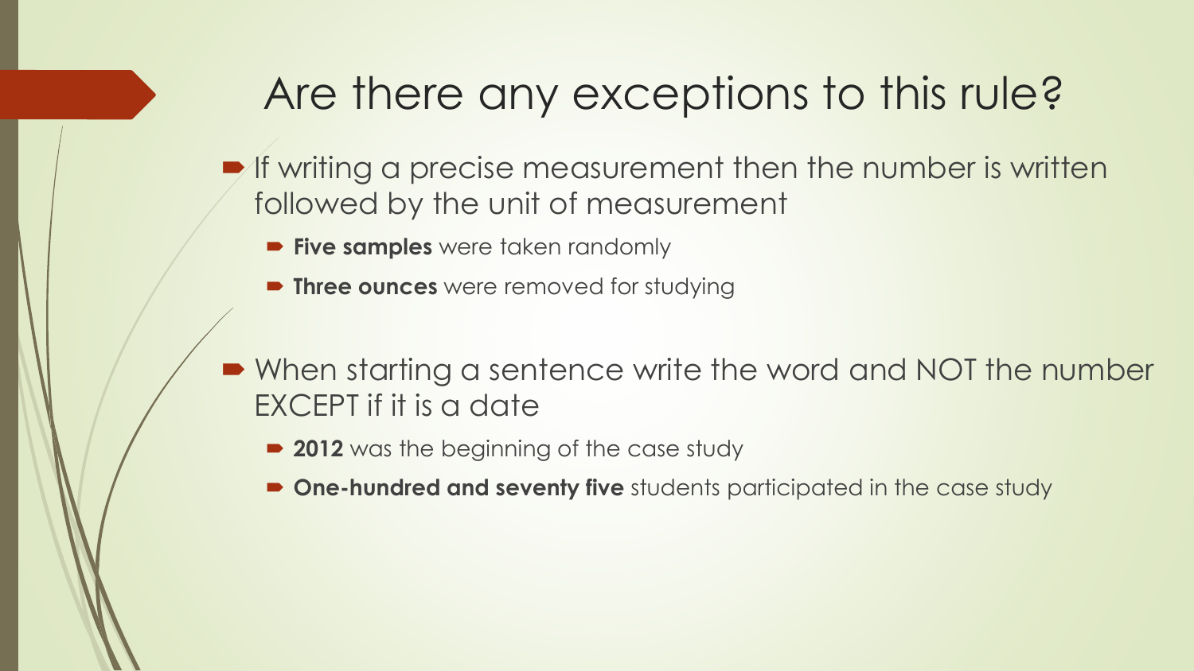# Are there any exceptions to this rule?

- If writing a precise measurement then the number is written followed by the unit of measurement
  - **Five samples** were taken randomly
  - **Three ounces** were removed for studying

- When starting a sentence write the word and NOT the number EXCEPT if it is a date
  - **2012** was the beginning of the case study
  - **One-hundred and seventy five** students participated in the case study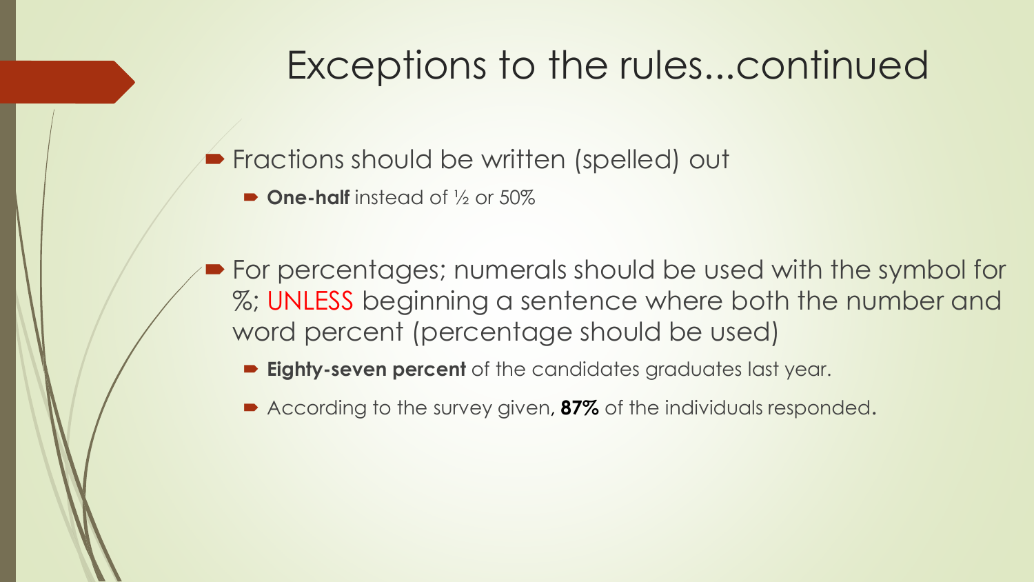# Exceptions to the rules...continued

- Fractions should be written (spelled) out
  - **One-half** instead of ½ or 50%

- For percentages; numerals should be used with the symbol for %; UNLESS beginning a sentence where both the number and word percent (percentage should be used)
  - **Eighty-seven percent** of the candidates graduates last year.
  - According to the survey given, **87%** of the individuals responded.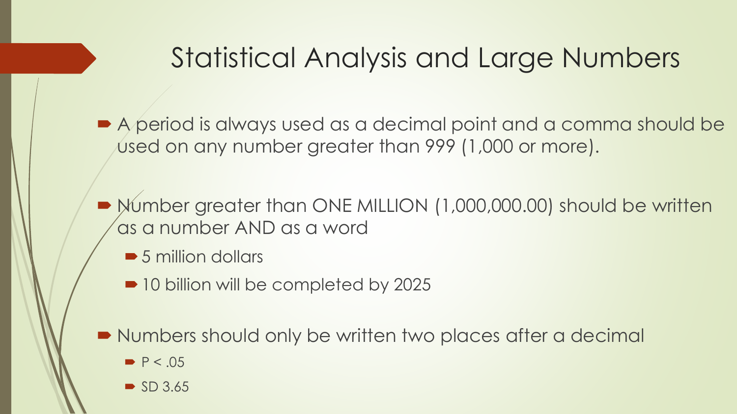# Statistical Analysis and Large Numbers

- A period is always used as a decimal point and a comma should be used on any number greater than 999 (1,000 or more).

- Number greater than ONE MILLION (1,000,000.00) should be written as a number AND as a word
  - 5 million dollars
  - 10 billion will be completed by 2025

- Numbers should only be written two places after a decimal
  - $P < .05$
  - SD 3.65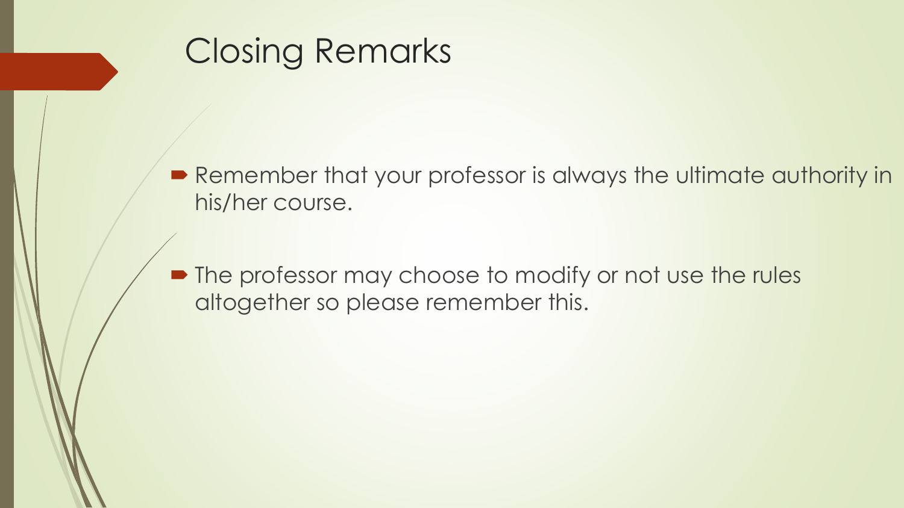# Closing Remarks

- Remember that your professor is always the ultimate authority in his/her course.

- The professor may choose to modify or not use the rules altogether so please remember this.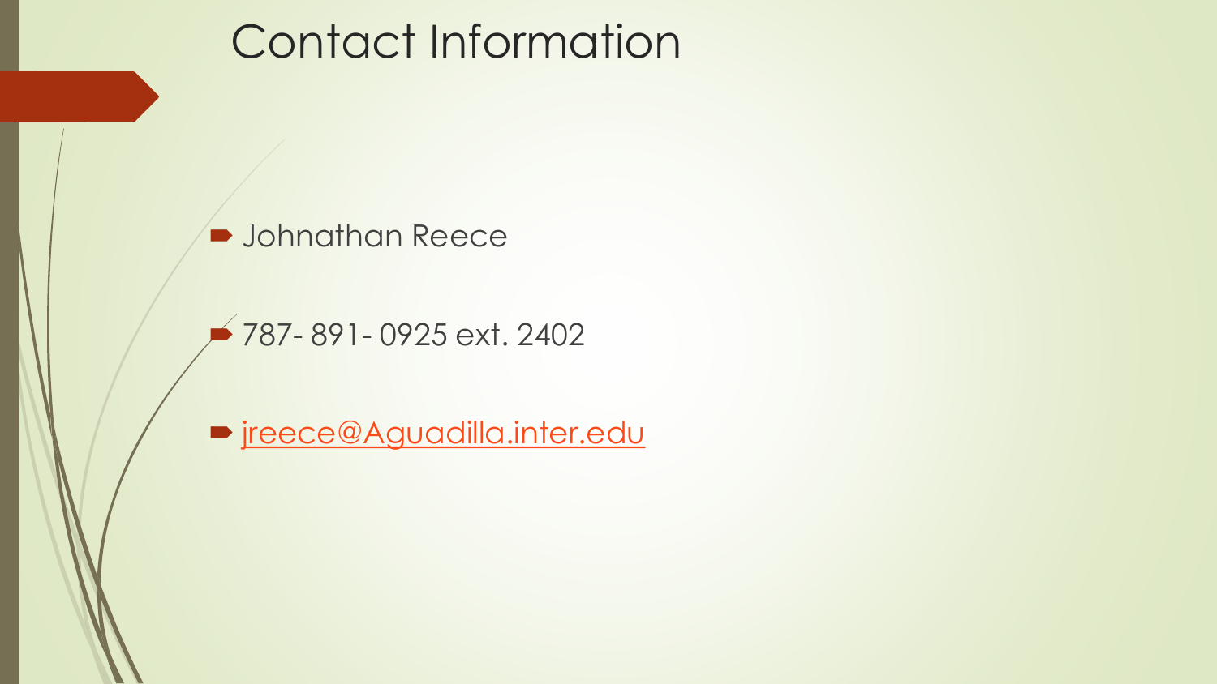# Contact Information

- Johnathan Reece
- 787- 891- 0925 ext. 2402
- jreece@Aguadilla.inter.edu